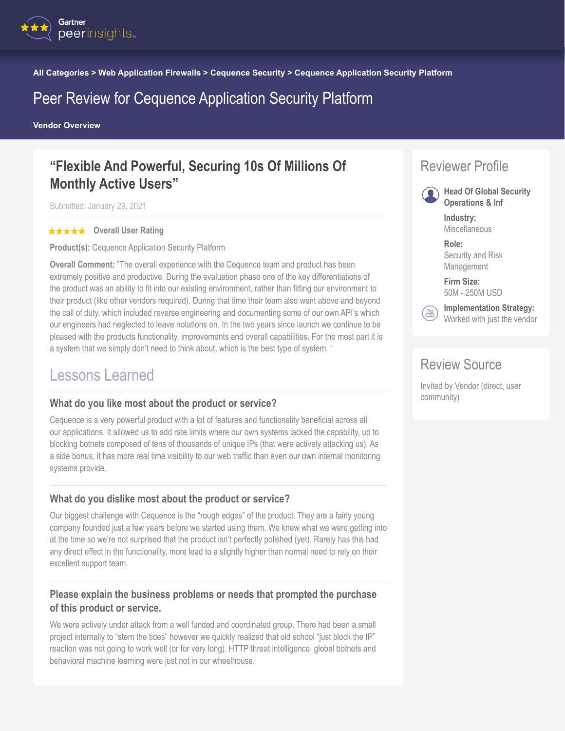Gartner peerinsights™

All Categories > Web Application Firewalls > Cequence Security > Cequence Application Security Platform

# Peer Review for Cequence Application Security Platform

**Vendor Overview**

## "Flexible And Powerful, Securing 10s Of Millions Of Monthly Active Users"

Submitted: January 29, 2021

★★★★★ **Overall User Rating**

**Product(s):** Cequence Application Security Platform

**Overall Comment:** "The overall experience with the Cequence team and product has been extremely positive and productive. During the evaluation phase one of the key differentiations of the product was an ability to fit into our existing environment, rather than fitting our environment to their product (like other vendors required). During that time their team also went above and beyond the call of duty, which included reverse engineering and documenting some of our own API's which our engineers had neglected to leave notations on. In the two years since launch we continue to be pleased with the products functionality, improvements and overall capabilities. For the most part it is a system that we simply don't need to think about, which is the best type of system. "

## Lessons Learned

### What do you like most about the product or service?

Cequence is a very powerful product with a lot of features and functionality beneficial across all our applications. It allowed us to add rate limits where our own systems lacked the capability, up to blocking botnets composed of tens of thousands of unique IPs (that were actively attacking us). As a side bonus, it has more real time visibility to our web traffic than even our own internal monitoring systems provide.

### What do you dislike most about the product or service?

Our biggest challenge with Cequence is the "rough edges" of the product. They are a fairly young company founded just a few years before we started using them. We knew what we were getting into at the time so we're not surprised that the product isn't perfectly polished (yet). Rarely has this had any direct effect in the functionality, more lead to a slightly higher than normal need to rely on their excellent support team.

### Please explain the business problems or needs that prompted the purchase of this product or service.

We were actively under attack from a well funded and coordinated group. There had been a small project internally to "stem the tides" however we quickly realized that old school "just block the IP" reaction was not going to work well (or for very long). HTTP threat intelligence, global botnets and behavioral machine learning were just not in our wheelhouse.

## Reviewer Profile

**Head Of Global Security Operations & Inf**

**Industry:**
Miscellaneous

**Role:**
Security and Risk Management

**Firm Size:**
50M - 250M USD

**Implementation Strategy:**
Worked with just the vendor

## Review Source

Invited by Vendor (direct, user community)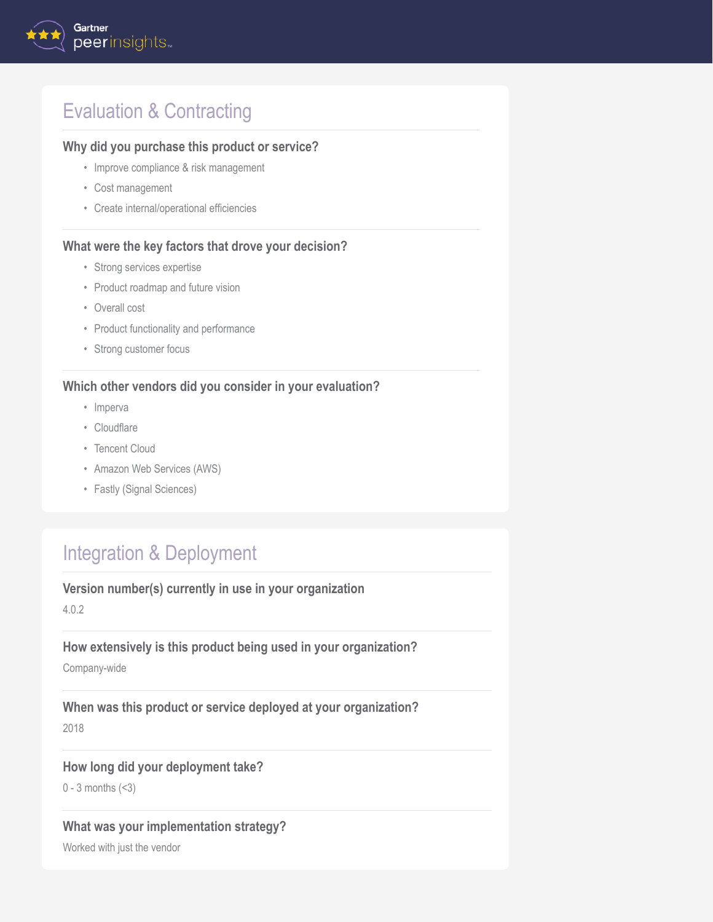## Evaluation & Contracting

### Why did you purchase this product or service?

- Improve compliance & risk management
- Cost management
- Create internal/operational efficiencies

### What were the key factors that drove your decision?

- Strong services expertise
- Product roadmap and future vision
- Overall cost
- Product functionality and performance
- Strong customer focus

### Which other vendors did you consider in your evaluation?

- Imperva
- Cloudflare
- Tencent Cloud
- Amazon Web Services (AWS)
- Fastly (Signal Sciences)

## Integration & Deployment

### Version number(s) currently in use in your organization

4.0.2

### How extensively is this product being used in your organization?

Company-wide

### When was this product or service deployed at your organization?

2018

### How long did your deployment take?

0 - 3 months (<3)

### What was your implementation strategy?

Worked with just the vendor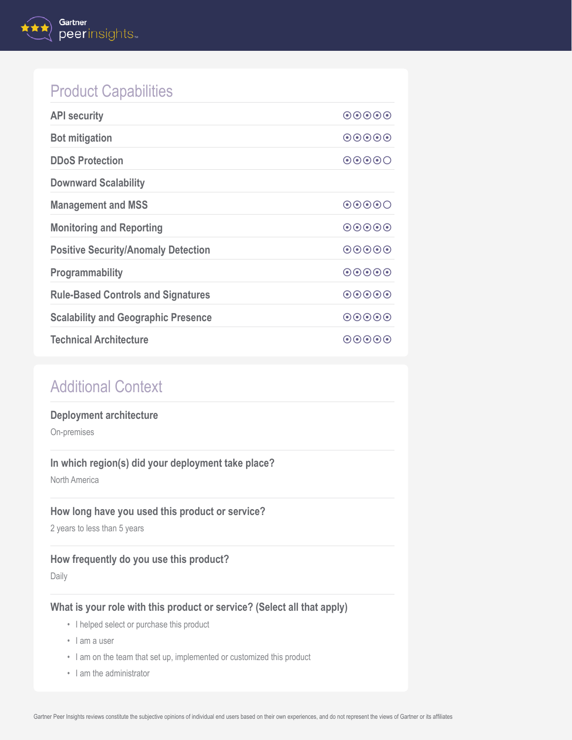## Product Capabilities

| | |
|---|---|
| API security | ⦿⦿⦿⦿⦿ |
| Bot mitigation | ⦿⦿⦿⦿⦿ |
| DDoS Protection | ⦿⦿⦿⦿○ |
| Downward Scalability | |
| Management and MSS | ⦿⦿⦿⦿○ |
| Monitoring and Reporting | ⦿⦿⦿⦿⦿ |
| Positive Security/Anomaly Detection | ⦿⦿⦿⦿⦿ |
| Programmability | ⦿⦿⦿⦿⦿ |
| Rule-Based Controls and Signatures | ⦿⦿⦿⦿⦿ |
| Scalability and Geographic Presence | ⦿⦿⦿⦿⦿ |
| Technical Architecture | ⦿⦿⦿⦿⦿ |

## Additional Context

### Deployment architecture

On-premises

### In which region(s) did your deployment take place?

North America

### How long have you used this product or service?

2 years to less than 5 years

### How frequently do you use this product?

Daily

### What is your role with this product or service? (Select all that apply)

- I helped select or purchase this product
- I am a user
- I am on the team that set up, implemented or customized this product
- I am the administrator

Gartner Peer Insights reviews constitute the subjective opinions of individual end users based on their own experiences, and do not represent the views of Gartner or its affiliates